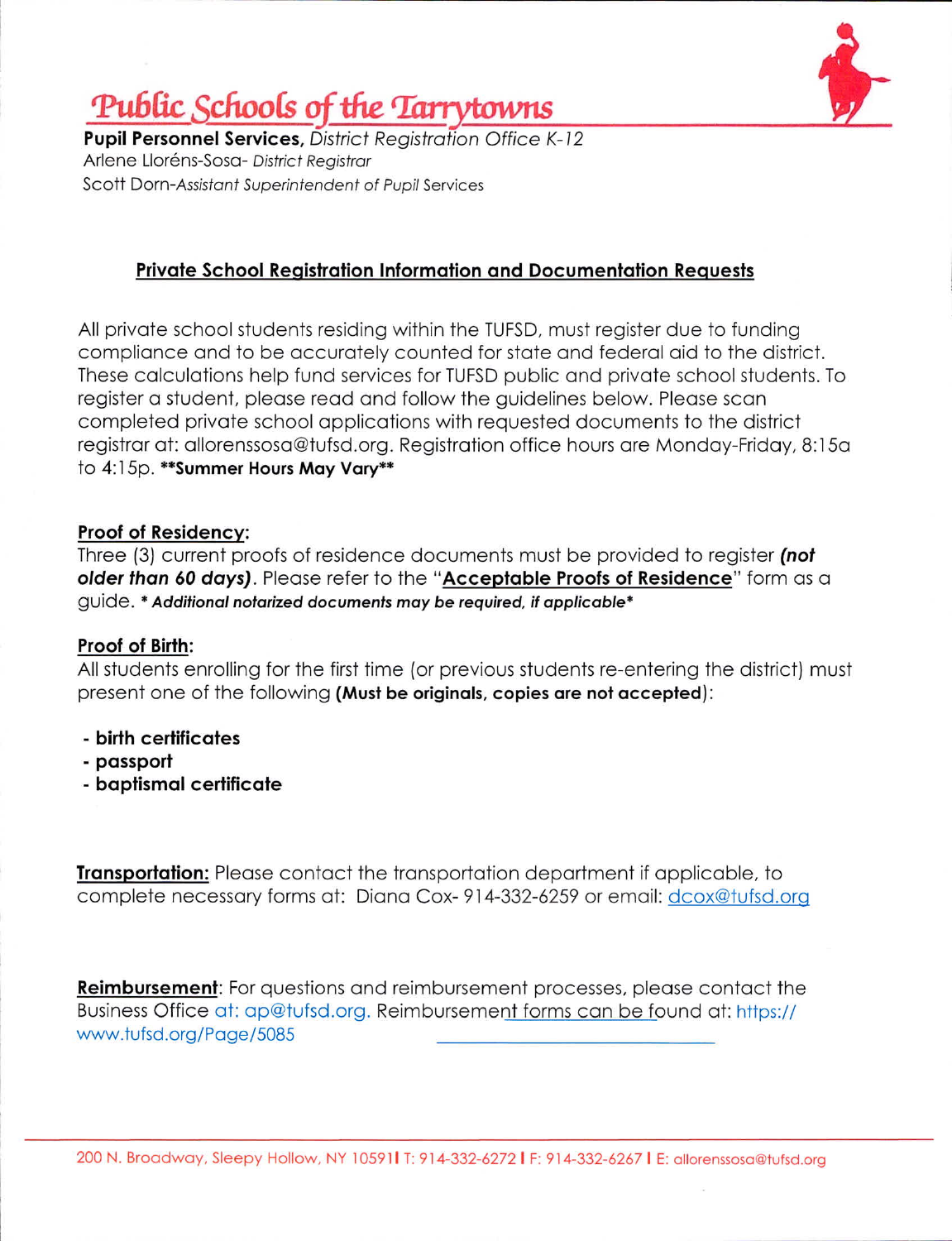# Public Schools of the Tarrytowns

**Pupil Personnel Services,** *District Registration Office K-12*
Arlene Lloréns-Sosa- *District Registrar*
Scott Dorn-*Assistant Superintendent of Pupil* Services

## Private School Registration Information and Documentation Requests

All private school students residing within the TUFSD, must register due to funding compliance and to be accurately counted for state and federal aid to the district. These calculations help fund services for TUFSD public and private school students. To register a student, please read and follow the guidelines below. Please scan completed private school applications with requested documents to the district registrar at: allorenssosa@tufsd.org. Registration office hours are Monday-Friday, 8:15a to 4:15p. **\*\*Summer Hours May Vary\*\***

**Proof of Residency:**
Three (3) current proofs of residence documents must be provided to register ***(not older than 60 days)***. Please refer to the "**Acceptable Proofs of Residence**" form as a guide. ***\* Additional notarized documents may be required, if applicable\****

**Proof of Birth:**
All students enrolling for the first time (or previous students re-entering the district) must present one of the following **(Must be originals, copies are not accepted)**:

- **birth certificates**
- **passport**
- **baptismal certificate**

**Transportation:** Please contact the transportation department if applicable, to complete necessary forms at: Diana Cox- 914-332-6259 or email: dcox@tufsd.org

**Reimbursement**: For questions and reimbursement processes, please contact the Business Office at: ap@tufsd.org. Reimbursement forms can be found at: https://www.tufsd.org/Page/5085

200 N. Broadway, Sleepy Hollow, NY 10591 | T: 914-332-6272 | F: 914-332-6267 | E: allorenssosa@tufsd.org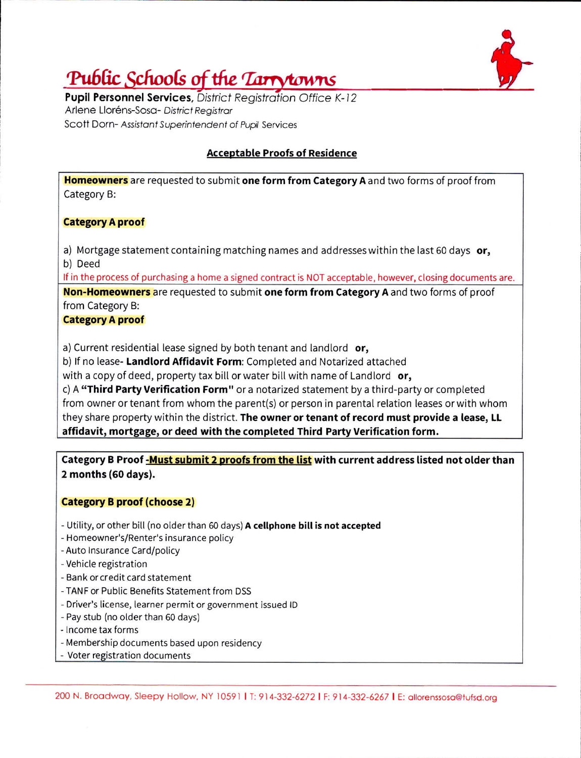# Public Schools of the Tarrytowns

**Pupil Personnel Services**, *District Registration Office K-12*
Arlene Lloréns-Sosa- *District Registrar*
Scott Dorn- *Assistant Superintendent of Pupil Services*

## Acceptable Proofs of Residence

**Homeowners** are requested to submit **one form from Category A** and two forms of proof from Category B:

**Category A proof**

a) Mortgage statement containing matching names and addresses within the last 60 days **or,**
b) Deed

If in the process of purchasing a home a signed contract is NOT acceptable, however, closing documents are.

**Non-Homeowners** are requested to submit **one form from Category A** and two forms of proof from Category B:

**Category A proof**

a) Current residential lease signed by both tenant and landlord **or,**
b) If no lease- **Landlord Affidavit Form**: Completed and Notarized attached with a copy of deed, property tax bill or water bill with name of Landlord **or,**
c) A **"Third Party Verification Form"** or a notarized statement by a third-party or completed from owner or tenant from whom the parent(s) or person in parental relation leases or with whom they share property within the district. **The owner or tenant of record must provide a lease, LL affidavit, mortgage, or deed with the completed Third Party Verification form.**

**Category B Proof -Must submit 2 proofs from the list with current address listed not older than 2 months (60 days).**

**Category B proof (choose 2)**

- Utility, or other bill (no older than 60 days) **A cellphone bill is not accepted**
- Homeowner's/Renter's insurance policy
- Auto Insurance Card/policy
- Vehicle registration
- Bank or credit card statement
- TANF or Public Benefits Statement from DSS
- Driver's license, learner permit or government issued ID
- Pay stub (no older than 60 days)
- Income tax forms
- Membership documents based upon residency
- Voter registration documents

200 N. Broadway, Sleepy Hollow, NY 10591 | T: 914-332-6272 | F: 914-332-6267 | E: allorenssosa@tufsd.org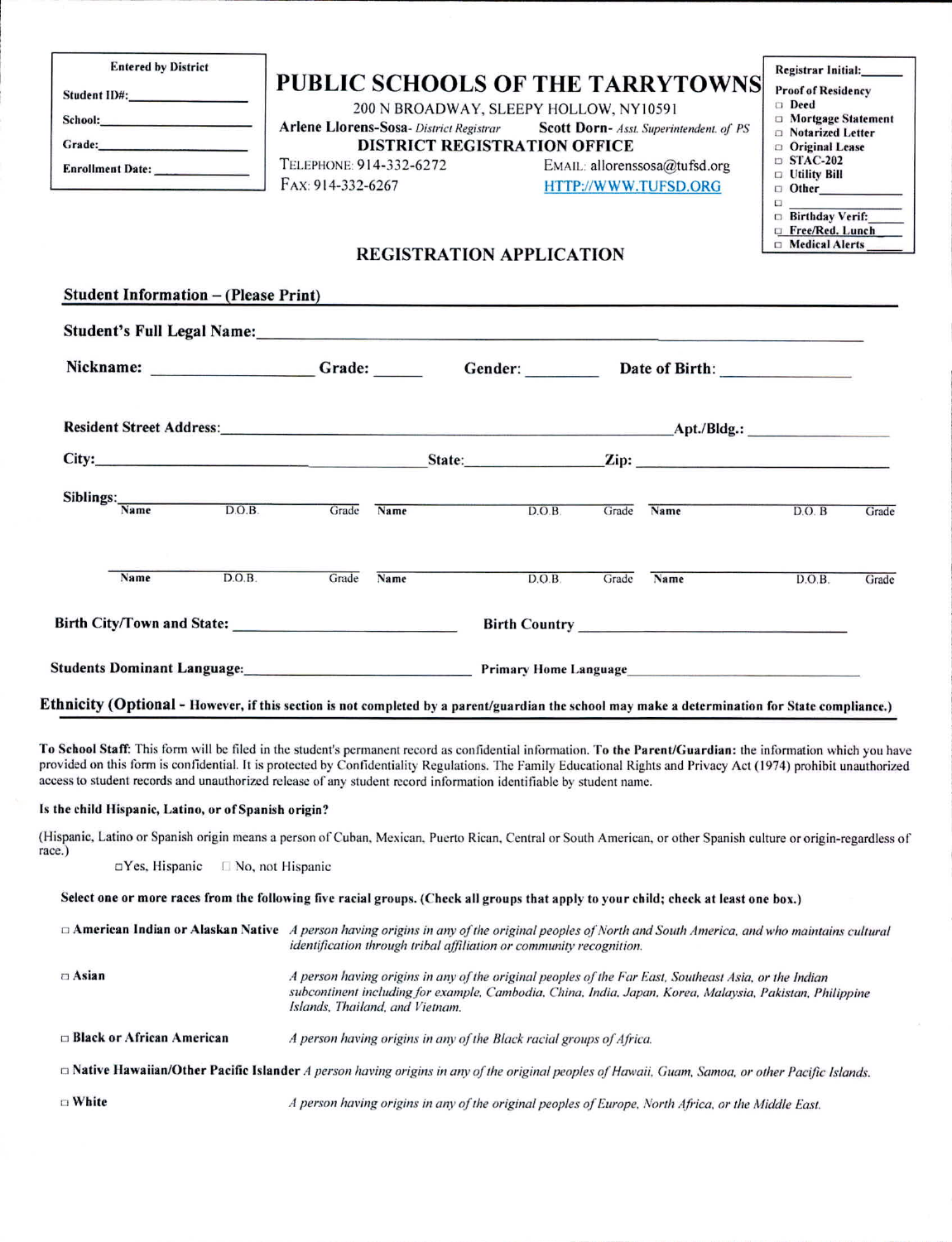**Entered by District**

**Student ID#:** \_\_\_\_\_\_\_\_\_\_\_\_\_\_\_\_

**School:** \_\_\_\_\_\_\_\_\_\_\_\_\_\_\_\_

**Grade:** \_\_\_\_\_\_\_\_\_\_\_\_\_\_\_\_

**Enrollment Date:** \_\_\_\_\_\_\_\_\_\_\_\_\_\_\_\_

# PUBLIC SCHOOLS OF THE TARRYTOWNS

200 N BROADWAY, SLEEPY HOLLOW, NY10591

**Arlene Llorens-Sosa**- *District Registrar* **Scott Dorn**- *Asst. Superintendent. of PS*

**DISTRICT REGISTRATION OFFICE**

TELEPHONE: 914-332-6272 EMAIL: allorenssosa@tufsd.org

FAX: 914-332-6267 HTTP://WWW.TUFSD.ORG

**Registrar Initial:** \_\_\_\_\_\_

**Proof of Residency**

- □ Deed
- □ Mortgage Statement
- □ Notarized Letter
- □ Original Lease
- □ STAC-202
- □ Utility Bill
- □ Other\_\_\_\_\_\_\_\_\_\_
- □ \_\_\_\_\_\_\_\_\_\_
- □ Birthday Verif: \_\_\_\_\_
- □ Free/Red. Lunch \_\_\_\_\_
- □ Medical Alerts \_\_\_\_\_

## REGISTRATION APPLICATION

### Student Information – (Please Print)

**Student's Full Legal Name:** \_\_\_\_\_\_\_\_\_\_\_\_\_\_\_\_\_\_\_\_\_\_\_\_\_\_\_\_\_\_\_\_\_\_\_\_\_\_\_\_

**Nickname:** \_\_\_\_\_\_\_\_\_\_\_\_ **Grade:** \_\_\_\_\_ **Gender:** \_\_\_\_\_\_\_\_ **Date of Birth:** \_\_\_\_\_\_\_\_\_\_\_\_

**Resident Street Address:** \_\_\_\_\_\_\_\_\_\_\_\_\_\_\_\_\_\_\_\_\_\_\_\_\_\_\_\_\_\_ **Apt./Bldg.:** \_\_\_\_\_\_\_\_\_\_\_\_

**City:** \_\_\_\_\_\_\_\_\_\_\_\_\_\_\_\_\_\_\_\_ **State:** \_\_\_\_\_\_\_\_\_\_\_\_ **Zip:** \_\_\_\_\_\_\_\_\_\_\_\_\_\_\_\_\_\_\_\_

**Siblings:**

| Name | D.O.B. | Grade | Name | D.O.B. | Grade | Name | D.O.B | Grade |
|---|---|---|---|---|---|---|---|---|
| | | | | | | | | |
| Name | D.O.B. | Grade | Name | D.O.B. | Grade | Name | D.O.B. | Grade |
| | | | | | | | | |

**Birth City/Town and State:** \_\_\_\_\_\_\_\_\_\_\_\_\_\_\_\_\_\_\_\_ **Birth Country** \_\_\_\_\_\_\_\_\_\_\_\_\_\_\_\_\_\_\_\_

**Students Dominant Language:** \_\_\_\_\_\_\_\_\_\_\_\_\_\_\_\_\_\_\_\_ **Primary Home Language** \_\_\_\_\_\_\_\_\_\_\_\_\_\_\_\_\_\_\_\_

### Ethnicity (Optional - However, if this section is not completed by a parent/guardian the school may make a determination for State compliance.)

**To School Staff:** This form will be filed in the student's permanent record as confidential information. **To the Parent/Guardian:** the information which you have provided on this form is confidential. It is protected by Confidentiality Regulations. The Family Educational Rights and Privacy Act (1974) prohibit unauthorized access to student records and unauthorized release of any student record information identifiable by student name.

**Is the child Hispanic, Latino, or of Spanish origin?**

(Hispanic, Latino or Spanish origin means a person of Cuban, Mexican, Puerto Rican, Central or South American, or other Spanish culture or origin-regardless of race.)

□ Yes, Hispanic □ No, not Hispanic

**Select one or more races from the following five racial groups. (Check all groups that apply to your child; check at least one box.)**

| | |
|---|---|
| □ **American Indian or Alaskan Native** | *A person having origins in any of the original peoples of North and South America, and who maintains cultural identification through tribal affiliation or community recognition.* |
| □ **Asian** | *A person having origins in any of the original peoples of the Far East, Southeast Asia, or the Indian subcontinent including for example, Cambodia, China, India, Japan, Korea, Malaysia, Pakistan, Philippine Islands, Thailand, and Vietnam.* |
| □ **Black or African American** | *A person having origins in any of the Black racial groups of Africa.* |
| □ **Native Hawaiian/Other Pacific Islander** | *A person having origins in any of the original peoples of Hawaii, Guam, Samoa, or other Pacific Islands.* |
| □ **White** | *A person having origins in any of the original peoples of Europe, North Africa, or the Middle East.* |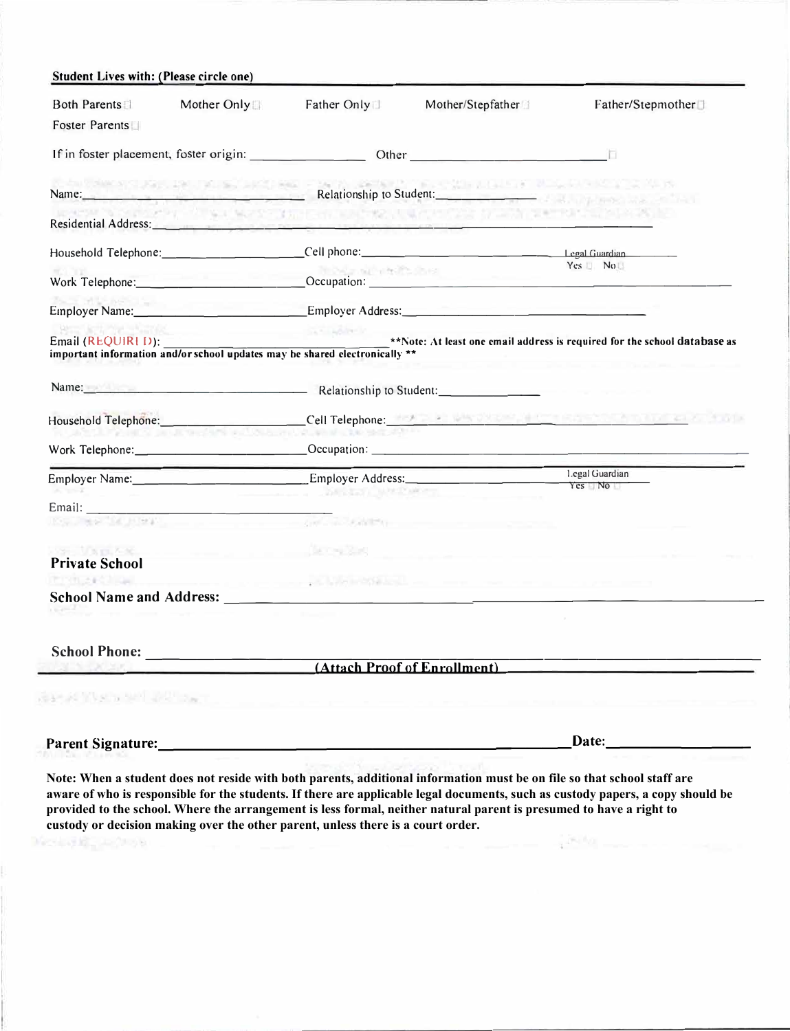**Student Lives with: (Please circle one)**

Both Parents ☐ Mother Only ☐ Father Only ☐ Mother/Stepfather ☐ Father/Stepmother ☐

Foster Parents ☐

If in foster placement, foster origin: ________________ Other ______________________________ ☐

Name:______________________________ Relationship to Student:_______________

Residential Address:____________________________________________________________

Household Telephone:___________________ Cell phone:___________________________ Legal Guardian Yes ☐ No ☐

Work Telephone:_______________________ Occupation: ____________________________________________

Employer Name:_______________________ Employer Address:_______________________________

Email (REQUIRED): ________________________ **Note: At least one email address is required for the school database as important information and/or school updates may be shared electronically **

Name:______________________________ Relationship to Student:_______________

Household Telephone:___________________ Cell Telephone:_______________________________

Work Telephone:_______________________ Occupation: ____________________________________________

Employer Name:_______________________ Employer Address:___________________ Legal Guardian Yes ☐ No ☐

Email: ______________________________

**Private School**

**School Name and Address:** ____________________________________________________________

**School Phone:** ____________________________________________________________

**(Attach Proof of Enrollment)**

**Parent Signature:**______________________________________________ **Date:**__________________

**Note: When a student does not reside with both parents, additional information must be on file so that school staff are aware of who is responsible for the students. If there are applicable legal documents, such as custody papers, a copy should be provided to the school. Where the arrangement is less formal, neither natural parent is presumed to have a right to custody or decision making over the other parent, unless there is a court order.**